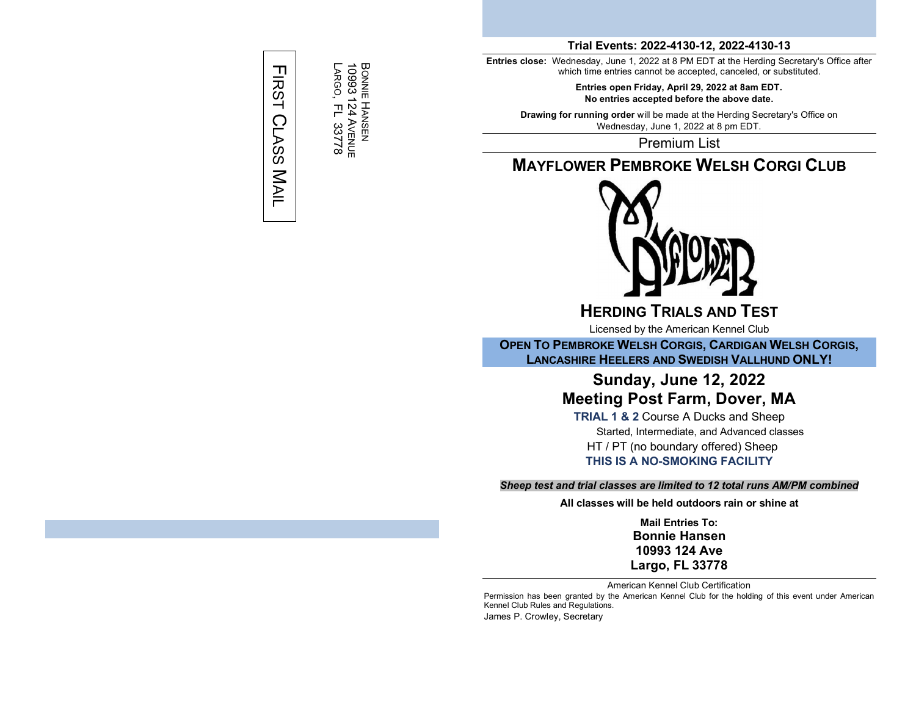BONNIE HANSEN
10993 124 AVENUE
LARGO, FL 33778

FIRST CLASS MAIL

**Trial Events: 2022-4130-12, 2022-4130-13**

**Entries close:** Wednesday, June 1, 2022 at 8 PM EDT at the Herding Secretary's Office after which time entries cannot be accepted, canceled, or substituted.

**Entries open Friday, April 29, 2022 at 8am EDT.**
**No entries accepted before the above date.**

**Drawing for running order** will be made at the Herding Secretary's Office on Wednesday, June 1, 2022 at 8 pm EDT.

Premium List

# MAYFLOWER PEMBROKE WELSH CORGI CLUB

## HERDING TRIALS AND TEST

Licensed by the American Kennel Club

**OPEN TO PEMBROKE WELSH CORGIS, CARDIGAN WELSH CORGIS, LANCASHIRE HEELERS AND SWEDISH VALLHUND ONLY!**

## Sunday, June 12, 2022
## Meeting Post Farm, Dover, MA

**TRIAL 1 & 2** Course A Ducks and Sheep
Started, Intermediate, and Advanced classes
HT / PT (no boundary offered) Sheep
**THIS IS A NO-SMOKING FACILITY**

***Sheep test and trial classes are limited to 12 total runs AM/PM combined***

**All classes will be held outdoors rain or shine at**

**Mail Entries To:**
**Bonnie Hansen**
**10993 124 Ave**
**Largo, FL 33778**

American Kennel Club Certification

Permission has been granted by the American Kennel Club for the holding of this event under American Kennel Club Rules and Regulations.

James P. Crowley, Secretary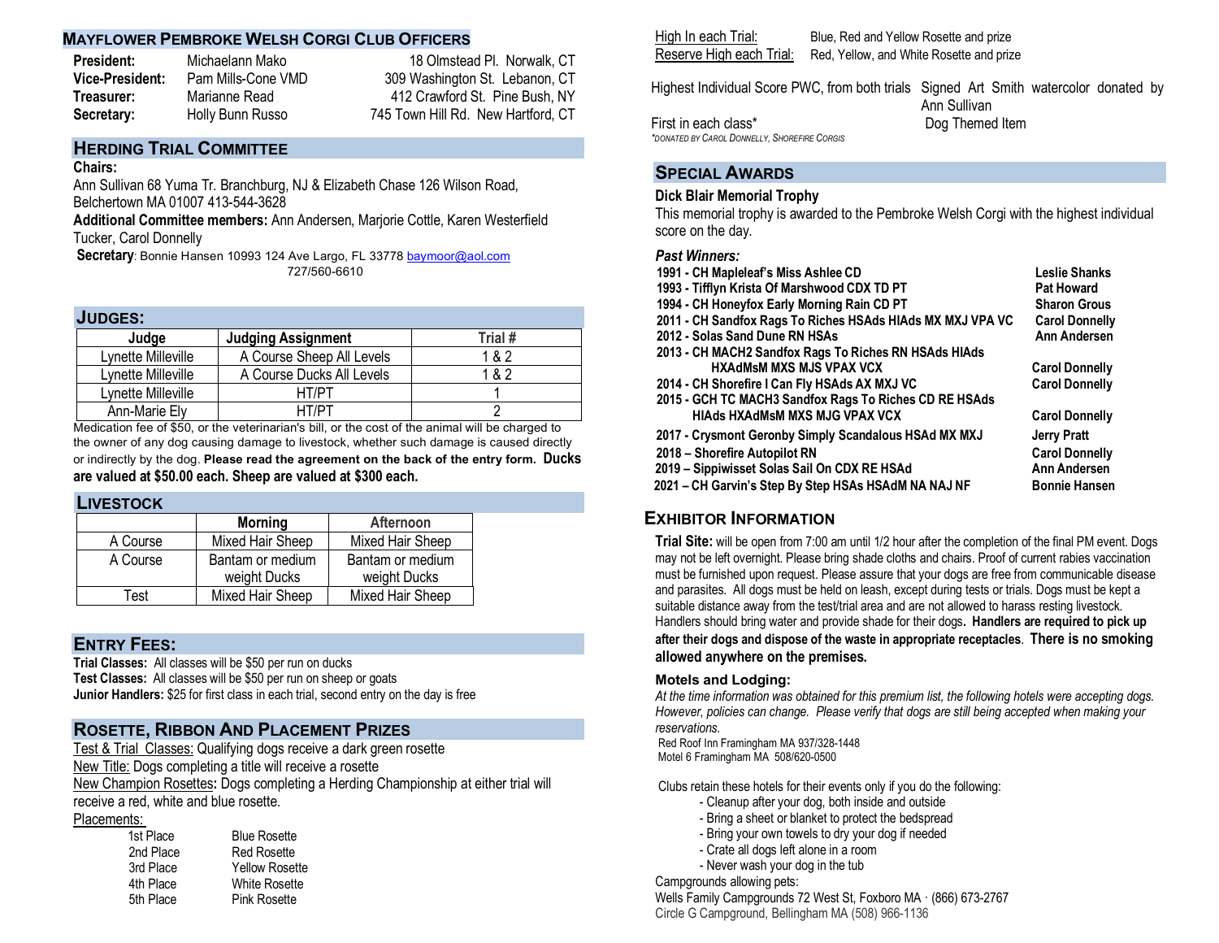## Mayflower Pembroke Welsh Corgi Club Officers

| | | |
|---|---|---|
| **President:** | Michaelann Mako | 18 Olmstead Pl. Norwalk, CT |
| **Vice-President:** | Pam Mills-Cone VMD | 309 Washington St. Lebanon, CT |
| **Treasurer:** | Marianne Read | 412 Crawford St. Pine Bush, NY |
| **Secretary:** | Holly Bunn Russo | 745 Town Hill Rd. New Hartford, CT |

## Herding Trial Committee

**Chairs:**

Ann Sullivan 68 Yuma Tr. Branchburg, NJ & Elizabeth Chase 126 Wilson Road, Belchertown MA 01007 413-544-3628

**Additional Committee members:** Ann Andersen, Marjorie Cottle, Karen Westerfield Tucker, Carol Donnelly

**Secretary**: Bonnie Hansen 10993 124 Ave Largo, FL 33778 baymoor@aol.com 727/560-6610

## Judges:

| Judge | Judging Assignment | Trial # |
|---|---|---|
| Lynette Milleville | A Course Sheep All Levels | 1 & 2 |
| Lynette Milleville | A Course Ducks All Levels | 1 & 2 |
| Lynette Milleville | HT/PT | 1 |
| Ann-Marie Ely | HT/PT | 2 |

Medication fee of $50, or the veterinarian's bill, or the cost of the animal will be charged to the owner of any dog causing damage to livestock, whether such damage is caused directly or indirectly by the dog. **Please read the agreement on the back of the entry form. Ducks are valued at $50.00 each. Sheep are valued at $300 each.**

## Livestock

| | Morning | Afternoon |
|---|---|---|
| A Course | Mixed Hair Sheep | Mixed Hair Sheep |
| A Course | Bantam or medium weight Ducks | Bantam or medium weight Ducks |
| Test | Mixed Hair Sheep | Mixed Hair Sheep |

## Entry Fees:

**Trial Classes:** All classes will be $50 per run on ducks

**Test Classes:** All classes will be $50 per run on sheep or goats

**Junior Handlers:** $25 for first class in each trial, second entry on the day is free

## Rosette, Ribbon And Placement Prizes

Test & Trial Classes: Qualifying dogs receive a dark green rosette

New Title: Dogs completing a title will receive a rosette

New Champion Rosettes**:** Dogs completing a Herding Championship at either trial will receive a red, white and blue rosette.

Placements:

| | |
|---|---|
| 1st Place | Blue Rosette |
| 2nd Place | Red Rosette |
| 3rd Place | Yellow Rosette |
| 4th Place | White Rosette |
| 5th Place | Pink Rosette |

| | |
|---|---|
| High In each Trial: | Blue, Red and Yellow Rosette and prize |
| Reserve High each Trial: | Red, Yellow, and White Rosette and prize |
| Highest Individual Score PWC, from both trials | Signed Art Smith watercolor donated by Ann Sullivan |
| First in each class* | Dog Themed Item |

*DONATED BY CAROL DONNELLY, SHOREFIRE CORGIS

## Special Awards

### Dick Blair Memorial Trophy

This memorial trophy is awarded to the Pembroke Welsh Corgi with the highest individual score on the day.

*Past Winners:*

| | |
|---|---|
| **1991 - CH Mapleleaf's Miss Ashlee CD** | **Leslie Shanks** |
| **1993 - Tifflyn Krista Of Marshwood CDX TD PT** | **Pat Howard** |
| **1994 - CH Honeyfox Early Morning Rain CD PT** | **Sharon Grous** |
| **2011 - CH Sandfox Rags To Riches HSAds HIAds MX MXJ VPA VC** | **Carol Donnelly** |
| **2012 - Solas Sand Dune RN HSAs** | **Ann Andersen** |
| **2013 - CH MACH2 Sandfox Rags To Riches RN HSAds HIAds HXAdMsM MXS MJS VPAX VCX** | **Carol Donnelly** |
| **2014 - CH Shorefire I Can Fly HSAds AX MXJ VC** | **Carol Donnelly** |
| **2015 - GCH TC MACH3 Sandfox Rags To Riches CD RE HSAds HIAds HXAdMsM MXS MJG VPAX VCX** | **Carol Donnelly** |
| **2017 - Crysmont Geronby Simply Scandalous HSAd MX MXJ** | **Jerry Pratt** |
| **2018 – Shorefire Autopilot RN** | **Carol Donnelly** |
| **2019 – Sippiwisset Solas Sail On CDX RE HSAd** | **Ann Andersen** |
| **2021 – CH Garvin's Step By Step HSAs HSAdM NA NAJ NF** | **Bonnie Hansen** |

## Exhibitor Information

**Trial Site:** will be open from 7:00 am until 1/2 hour after the completion of the final PM event. Dogs may not be left overnight. Please bring shade cloths and chairs. Proof of current rabies vaccination must be furnished upon request. Please assure that your dogs are free from communicable disease and parasites. All dogs must be held on leash, except during tests or trials. Dogs must be kept a suitable distance away from the test/trial area and are not allowed to harass resting livestock. Handlers should bring water and provide shade for their dogs**. Handlers are required to pick up after their dogs and dispose of the waste in appropriate receptacles**. **There is no smoking allowed anywhere on the premises.**

### Motels and Lodging:

*At the time information was obtained for this premium list, the following hotels were accepting dogs. However, policies can change. Please verify that dogs are still being accepted when making your reservations.*

Red Roof Inn Framingham MA 937/328-1448

Motel 6 Framingham MA 508/620-0500

Clubs retain these hotels for their events only if you do the following:

- Cleanup after your dog, both inside and outside
- Bring a sheet or blanket to protect the bedspread
- Bring your own towels to dry your dog if needed
- Crate all dogs left alone in a room
- Never wash your dog in the tub

Campgrounds allowing pets:

Wells Family Campgrounds 72 West St, Foxboro MA · (866) 673-2767

Circle G Campground, Bellingham MA (508) 966-1136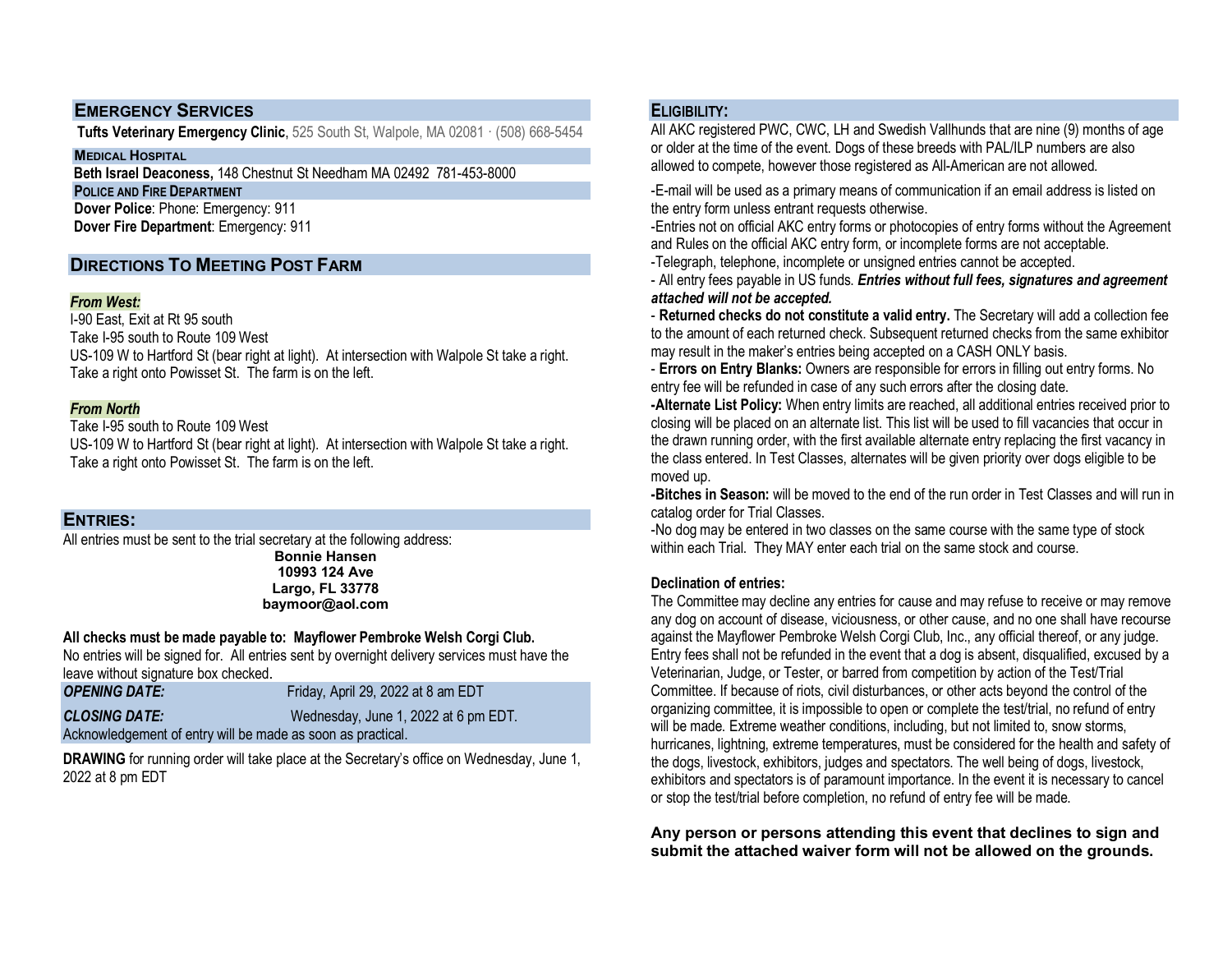## EMERGENCY SERVICES

**Tufts Veterinary Emergency Clinic**, 525 South St, Walpole, MA 02081 · (508) 668-5454

### MEDICAL HOSPITAL

**Beth Israel Deaconess,** 148 Chestnut St Needham MA 02492 781-453-8000

### POLICE AND FIRE DEPARTMENT

**Dover Police**: Phone: Emergency: 911
**Dover Fire Department**: Emergency: 911

## DIRECTIONS TO MEETING POST FARM

***From West:***

I-90 East, Exit at Rt 95 south
Take I-95 south to Route 109 West
US-109 W to Hartford St (bear right at light). At intersection with Walpole St take a right. Take a right onto Powisset St. The farm is on the left.

***From North***

Take I-95 south to Route 109 West
US-109 W to Hartford St (bear right at light). At intersection with Walpole St take a right. Take a right onto Powisset St. The farm is on the left.

## ENTRIES:

All entries must be sent to the trial secretary at the following address:

**Bonnie Hansen**
**10993 124 Ave**
**Largo, FL 33778**
**baymoor@aol.com**

**All checks must be made payable to: Mayflower Pembroke Welsh Corgi Club.**
No entries will be signed for. All entries sent by overnight delivery services must have the leave without signature box checked.

***OPENING DATE:*** Friday, April 29, 2022 at 8 am EDT

***CLOSING DATE:*** Wednesday, June 1, 2022 at 6 pm EDT.

Acknowledgement of entry will be made as soon as practical.

**DRAWING** for running order will take place at the Secretary's office on Wednesday, June 1, 2022 at 8 pm EDT

## ELIGIBILITY:

All AKC registered PWC, CWC, LH and Swedish Vallhunds that are nine (9) months of age or older at the time of the event. Dogs of these breeds with PAL/ILP numbers are also allowed to compete, however those registered as All-American are not allowed.

-E-mail will be used as a primary means of communication if an email address is listed on the entry form unless entrant requests otherwise.
-Entries not on official AKC entry forms or photocopies of entry forms without the Agreement and Rules on the official AKC entry form, or incomplete forms are not acceptable.
-Telegraph, telephone, incomplete or unsigned entries cannot be accepted.
- All entry fees payable in US funds. ***Entries without full fees, signatures and agreement attached will not be accepted.***
- **Returned checks do not constitute a valid entry.** The Secretary will add a collection fee to the amount of each returned check. Subsequent returned checks from the same exhibitor may result in the maker's entries being accepted on a CASH ONLY basis.
- **Errors on Entry Blanks:** Owners are responsible for errors in filling out entry forms. No entry fee will be refunded in case of any such errors after the closing date.
**-Alternate List Policy:** When entry limits are reached, all additional entries received prior to closing will be placed on an alternate list. This list will be used to fill vacancies that occur in the drawn running order, with the first available alternate entry replacing the first vacancy in the class entered. In Test Classes, alternates will be given priority over dogs eligible to be moved up.
**-Bitches in Season:** will be moved to the end of the run order in Test Classes and will run in catalog order for Trial Classes.
-No dog may be entered in two classes on the same course with the same type of stock within each Trial. They MAY enter each trial on the same stock and course.

**Declination of entries:**

The Committee may decline any entries for cause and may refuse to receive or may remove any dog on account of disease, viciousness, or other cause, and no one shall have recourse against the Mayflower Pembroke Welsh Corgi Club, Inc., any official thereof, or any judge. Entry fees shall not be refunded in the event that a dog is absent, disqualified, excused by a Veterinarian, Judge, or Tester, or barred from competition by action of the Test/Trial Committee. If because of riots, civil disturbances, or other acts beyond the control of the organizing committee, it is impossible to open or complete the test/trial, no refund of entry will be made. Extreme weather conditions, including, but not limited to, snow storms, hurricanes, lightning, extreme temperatures, must be considered for the health and safety of the dogs, livestock, exhibitors, judges and spectators. The well being of dogs, livestock, exhibitors and spectators is of paramount importance. In the event it is necessary to cancel or stop the test/trial before completion, no refund of entry fee will be made.

**Any person or persons attending this event that declines to sign and submit the attached waiver form will not be allowed on the grounds.**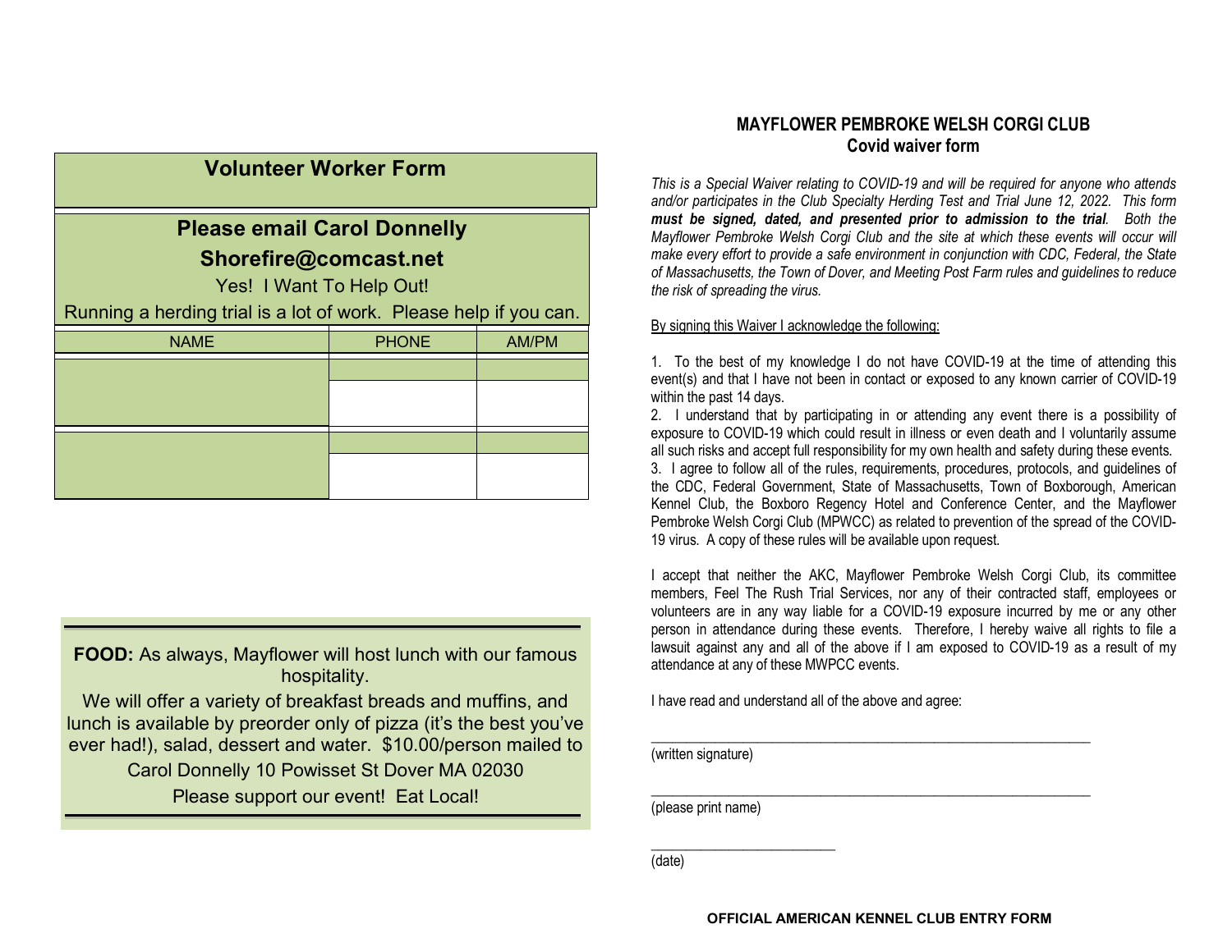## Volunteer Worker Form

### Please email Carol Donnelly

### Shorefire@comcast.net

Yes! I Want To Help Out!

Running a herding trial is a lot of work. Please help if you can.

| NAME | PHONE | AM/PM |
|---|---|---|
| | | |
| | | |
| | | |
| | | |

**FOOD:** As always, Mayflower will host lunch with our famous hospitality.

We will offer a variety of breakfast breads and muffins, and lunch is available by preorder only of pizza (it's the best you've ever had!), salad, dessert and water. $10.00/person mailed to

Carol Donnelly 10 Powisset St Dover MA 02030

Please support our event! Eat Local!

## MAYFLOWER PEMBROKE WELSH CORGI CLUB

## Covid waiver form

*This is a Special Waiver relating to COVID-19 and will be required for anyone who attends and/or participates in the Club Specialty Herding Test and Trial June 12, 2022. This form* ***must be signed, dated, and presented prior to admission to the trial****. Both the Mayflower Pembroke Welsh Corgi Club and the site at which these events will occur will make every effort to provide a safe environment in conjunction with CDC, Federal, the State of Massachusetts, the Town of Dover, and Meeting Post Farm rules and guidelines to reduce the risk of spreading the virus.*

By signing this Waiver I acknowledge the following:

1. To the best of my knowledge I do not have COVID-19 at the time of attending this event(s) and that I have not been in contact or exposed to any known carrier of COVID-19 within the past 14 days.
2. I understand that by participating in or attending any event there is a possibility of exposure to COVID-19 which could result in illness or even death and I voluntarily assume all such risks and accept full responsibility for my own health and safety during these events.
3. I agree to follow all of the rules, requirements, procedures, protocols, and guidelines of the CDC, Federal Government, State of Massachusetts, Town of Boxborough, American Kennel Club, the Boxboro Regency Hotel and Conference Center, and the Mayflower Pembroke Welsh Corgi Club (MPWCC) as related to prevention of the spread of the COVID-19 virus. A copy of these rules will be available upon request.

I accept that neither the AKC, Mayflower Pembroke Welsh Corgi Club, its committee members, Feel The Rush Trial Services, nor any of their contracted staff, employees or volunteers are in any way liable for a COVID-19 exposure incurred by me or any other person in attendance during these events. Therefore, I hereby waive all rights to file a lawsuit against any and all of the above if I am exposed to COVID-19 as a result of my attendance at any of these MWPCC events.

I have read and understand all of the above and agree:

\_\_\_\_\_\_\_\_\_\_\_\_\_\_\_\_\_\_\_\_\_\_\_\_\_\_\_\_\_\_\_\_\_\_\_\_\_\_\_\_\_\_\_\_\_\_\_\_
(written signature)

\_\_\_\_\_\_\_\_\_\_\_\_\_\_\_\_\_\_\_\_\_\_\_\_\_\_\_\_\_\_\_\_\_\_\_\_\_\_\_\_\_\_\_\_\_\_\_\_
(please print name)

\_\_\_\_\_\_\_\_\_\_\_\_\_\_\_\_\_\_\_\_\_\_
(date)

**OFFICIAL AMERICAN KENNEL CLUB ENTRY FORM**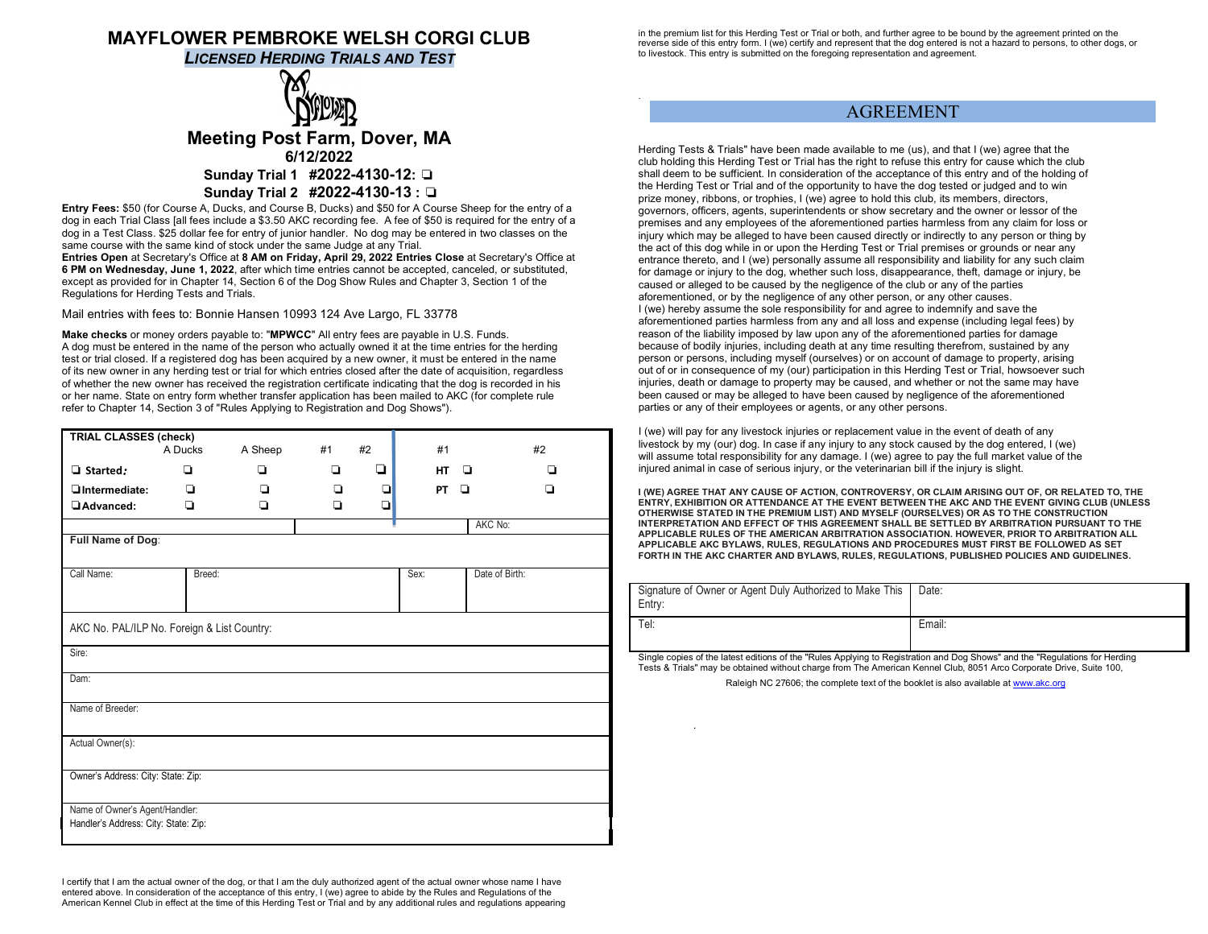# MAYFLOWER PEMBROKE WELSH CORGI CLUB

***LICENSED HERDING TRIALS AND TEST***

## Meeting Post Farm, Dover, MA

**6/12/2022**

**Sunday Trial 1 #2022-4130-12: ❑**

**Sunday Trial 2 #2022-4130-13 : ❑**

**Entry Fees:** $50 (for Course A, Ducks, and Course B, Ducks) and $50 for A Course Sheep for the entry of a dog in each Trial Class [all fees include a $3.50 AKC recording fee. A fee of $50 is required for the entry of a dog in a Test Class. $25 dollar fee for entry of junior handler. No dog may be entered in two classes on the same course with the same kind of stock under the same Judge at any Trial.

**Entries Open** at Secretary's Office at **8 AM on Friday, April 29, 2022 Entries Close** at Secretary's Office at **6 PM on Wednesday, June 1, 2022**, after which time entries cannot be accepted, canceled, or substituted, except as provided for in Chapter 14, Section 6 of the Dog Show Rules and Chapter 3, Section 1 of the Regulations for Herding Tests and Trials.

Mail entries with fees to: Bonnie Hansen 10993 124 Ave Largo, FL 33778

**Make checks** or money orders payable to: "**MPWCC**" All entry fees are payable in U.S. Funds.
A dog must be entered in the name of the person who actually owned it at the time entries for the herding test or trial closed. If a registered dog has been acquired by a new owner, it must be entered in the name of its new owner in any herding test or trial for which entries closed after the date of acquisition, regardless of whether the new owner has received the registration certificate indicating that the dog is recorded in his or her name. State on entry form whether transfer application has been mailed to AKC (for complete rule refer to Chapter 14, Section 3 of "Rules Applying to Registration and Dog Shows").

| TRIAL CLASSES (check) | A Ducks | A Sheep | #1 | #2 | #1 | | #2 |
|---|---|---|---|---|---|---|---|
| ❑ Started: | ❑ | ❑ | ❑ | ❑ | HT | ❑ | ❑ |
| ❑ Intermediate: | ❑ | ❑ | ❑ | ❑ | PT | ❑ | ❑ |
| ❑ Advanced: | ❑ | ❑ | ❑ | ❑ | | | |

| | | | |
|---|---|---|---|
| | | | AKC No: |
| Full Name of Dog: | | | |
| Call Name: | Breed: | Sex: | Date of Birth: |
| AKC No. PAL/ILP No. Foreign & List Country: | | | |
| Sire: | | | |
| Dam: | | | |
| Name of Breeder: | | | |
| Actual Owner(s): | | | |
| Owner's Address: City: State: Zip: | | | |
| Name of Owner's Agent/Handler: Handler's Address: City: State: Zip: | | | |

I certify that I am the actual owner of the dog, or that I am the duly authorized agent of the actual owner whose name I have entered above. In consideration of the acceptance of this entry, I (we) agree to abide by the Rules and Regulations of the American Kennel Club in effect at the time of this Herding Test or Trial and by any additional rules and regulations appearing in the premium list for this Herding Test or Trial or both, and further agree to be bound by the agreement printed on the reverse side of this entry form. I (we) certify and represent that the dog entered is not a hazard to persons, to other dogs, or to livestock. This entry is submitted on the foregoing representation and agreement.

## AGREEMENT

Herding Tests & Trials" have been made available to me (us), and that I (we) agree that the club holding this Herding Test or Trial has the right to refuse this entry for cause which the club shall deem to be sufficient. In consideration of the acceptance of this entry and of the holding of the Herding Test or Trial and of the opportunity to have the dog tested or judged and to win prize money, ribbons, or trophies, I (we) agree to hold this club, its members, directors, governors, officers, agents, superintendents or show secretary and the owner or lessor of the premises and any employees of the aforementioned parties harmless from any claim for loss or injury which may be alleged to have been caused directly or indirectly to any person or thing by the act of this dog while in or upon the Herding Test or Trial premises or grounds or near any entrance thereto, and I (we) personally assume all responsibility and liability for any such claim for damage or injury to the dog, whether such loss, disappearance, theft, damage or injury, be caused or alleged to be caused by the negligence of the club or any of the parties aforementioned, or by the negligence of any other person, or any other causes.
I (we) hereby assume the sole responsibility for and agree to indemnify and save the aforementioned parties harmless from any and all loss and expense (including legal fees) by reason of the liability imposed by law upon any of the aforementioned parties for damage because of bodily injuries, including death at any time resulting therefrom, sustained by any person or persons, including myself (ourselves) or on account of damage to property, arising out of or in consequence of my (our) participation in this Herding Test or Trial, howsoever such injuries, death or damage to property may be caused, and whether or not the same may have been caused or may be alleged to have been caused by negligence of the aforementioned parties or any of their employees or agents, or any other persons.

I (we) will pay for any livestock injuries or replacement value in the event of death of any livestock by my (our) dog. In case if any injury to any stock caused by the dog entered, I (we) will assume total responsibility for any damage. I (we) agree to pay the full market value of the injured animal in case of serious injury, or the veterinarian bill if the injury is slight.

**I (WE) AGREE THAT ANY CAUSE OF ACTION, CONTROVERSY, OR CLAIM ARISING OUT OF, OR RELATED TO, THE ENTRY, EXHIBITION OR ATTENDANCE AT THE EVENT BETWEEN THE AKC AND THE EVENT GIVING CLUB (UNLESS OTHERWISE STATED IN THE PREMIUM LIST) AND MYSELF (OURSELVES) OR AS TO THE CONSTRUCTION INTERPRETATION AND EFFECT OF THIS AGREEMENT SHALL BE SETTLED BY ARBITRATION PURSUANT TO THE APPLICABLE RULES OF THE AMERICAN ARBITRATION ASSOCIATION. HOWEVER, PRIOR TO ARBITRATION ALL APPLICABLE AKC BYLAWS, RULES, REGULATIONS AND PROCEDURES MUST FIRST BE FOLLOWED AS SET FORTH IN THE AKC CHARTER AND BYLAWS, RULES, REGULATIONS, PUBLISHED POLICIES AND GUIDELINES.**

| | |
|---|---|
| Signature of Owner or Agent Duly Authorized to Make This Entry: | Date: |
| Tel: | Email: |

Single copies of the latest editions of the "Rules Applying to Registration and Dog Shows" and the "Regulations for Herding Tests & Trials" may be obtained without charge from The American Kennel Club, 8051 Arco Corporate Drive, Suite 100, Raleigh NC 27606; the complete text of the booklet is also available at www.akc.org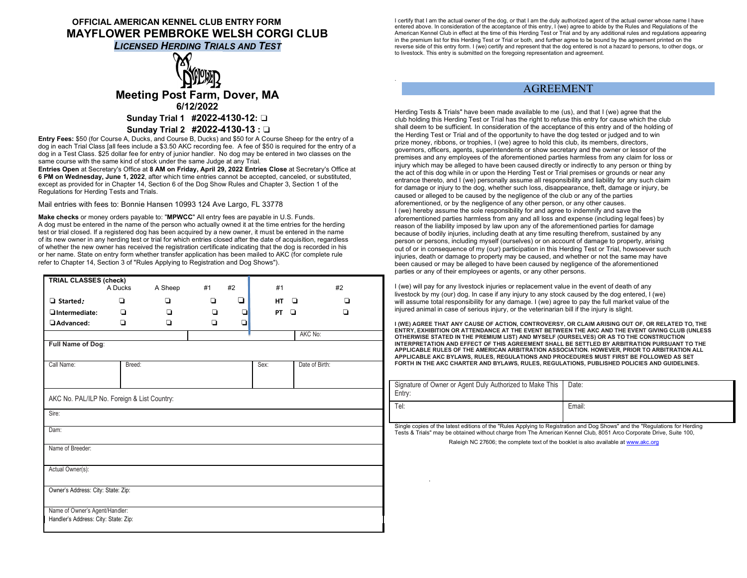# OFFICIAL AMERICAN KENNEL CLUB ENTRY FORM
# MAYFLOWER PEMBROKE WELSH CORGI CLUB
### *LICENSED HERDING TRIALS AND TEST*

## Meeting Post Farm, Dover, MA
**6/12/2022**

**Sunday Trial 1 #2022-4130-12: ❑**

**Sunday Trial 2 #2022-4130-13 : ❑**

**Entry Fees:** $50 (for Course A, Ducks, and Course B, Ducks) and $50 for A Course Sheep for the entry of a dog in each Trial Class [all fees include a $3.50 AKC recording fee. A fee of $50 is required for the entry of a dog in a Test Class. $25 dollar fee for entry of junior handler. No dog may be entered in two classes on the same course with the same kind of stock under the same Judge at any Trial.

**Entries Open** at Secretary's Office at **8 AM on Friday, April 29, 2022 Entries Close** at Secretary's Office at **6 PM on Wednesday, June 1, 2022**, after which time entries cannot be accepted, canceled, or substituted, except as provided for in Chapter 14, Section 6 of the Dog Show Rules and Chapter 3, Section 1 of the Regulations for Herding Tests and Trials.

Mail entries with fees to: Bonnie Hansen 10993 124 Ave Largo, FL 33778

**Make checks** or money orders payable to: "**MPWCC**" All entry fees are payable in U.S. Funds.
A dog must be entered in the name of the person who actually owned it at the time entries for the herding test or trial closed. If a registered dog has been acquired by a new owner, it must be entered in the name of its new owner in any herding test or trial for which entries closed after the date of acquisition, regardless of whether the new owner has received the registration certificate indicating that the dog is recorded in his or her name. State on entry form whether transfer application has been mailed to AKC (for complete rule refer to Chapter 14, Section 3 of "Rules Applying to Registration and Dog Shows").

| **TRIAL CLASSES (check)** | A Ducks | A Sheep | #1 | #2 | #1 | | #2 |
|---|---|---|---|---|---|---|---|
| ❑ **Started:** | ❑ | ❑ | ❑ | ❑ | **HT** | ❑ | ❑ |
| ❑ **Intermediate:** | ❑ | ❑ | ❑ | ❑ | **PT** | ❑ | ❑ |
| ❑ **Advanced:** | ❑ | ❑ | ❑ | ❑ | | | |

| | | | |
|---|---|---|---|
| | | | AKC No: |
| **Full Name of Dog**: | | | |
| Call Name: | Breed: | Sex: | Date of Birth: |
| AKC No. PAL/ILP No. Foreign & List Country: | | | |
| Sire: | | | |
| Dam: | | | |
| Name of Breeder: | | | |
| Actual Owner(s): | | | |
| Owner's Address: City: State: Zip: | | | |
| Name of Owner's Agent/Handler:<br>Handler's Address: City: State: Zip: | | | |

I certify that I am the actual owner of the dog, or that I am the duly authorized agent of the actual owner whose name I have entered above. In consideration of the acceptance of this entry, I (we) agree to abide by the Rules and Regulations of the American Kennel Club in effect at the time of this Herding Test or Trial and by any additional rules and regulations appearing in the premium list for this Herding Test or Trial or both, and further agree to be bound by the agreement printed on the reverse side of this entry form. I (we) certify and represent that the dog entered is not a hazard to persons, to other dogs, or to livestock. This entry is submitted on the foregoing representation and agreement.

## AGREEMENT

Herding Tests & Trials" have been made available to me (us), and that I (we) agree that the club holding this Herding Test or Trial has the right to refuse this entry for cause which the club shall deem to be sufficient. In consideration of the acceptance of this entry and of the holding of the Herding Test or Trial and of the opportunity to have the dog tested or judged and to win prize money, ribbons, or trophies, I (we) agree to hold this club, its members, directors, governors, officers, agents, superintendents or show secretary and the owner or lessor of the premises and any employees of the aforementioned parties harmless from any claim for loss or injury which may be alleged to have been caused directly or indirectly to any person or thing by the act of this dog while in or upon the Herding Test or Trial premises or grounds or near any entrance thereto, and I (we) personally assume all responsibility and liability for any such claim for damage or injury to the dog, whether such loss, disappearance, theft, damage or injury, be caused or alleged to be caused by the negligence of the club or any of the parties aforementioned, or by the negligence of any other person, or any other causes.
I (we) hereby assume the sole responsibility for and agree to indemnify and save the aforementioned parties harmless from any and all loss and expense (including legal fees) by reason of the liability imposed by law upon any of the aforementioned parties for damage because of bodily injuries, including death at any time resulting therefrom, sustained by any person or persons, including myself (ourselves) or on account of damage to property, arising out of or in consequence of my (our) participation in this Herding Test or Trial, howsoever such injuries, death or damage to property may be caused, and whether or not the same may have been caused or may be alleged to have been caused by negligence of the aforementioned parties or any of their employees or agents, or any other persons.

I (we) will pay for any livestock injuries or replacement value in the event of death of any livestock by my (our) dog. In case if any injury to any stock caused by the dog entered, I (we) will assume total responsibility for any damage. I (we) agree to pay the full market value of the injured animal in case of serious injury, or the veterinarian bill if the injury is slight.

**I (WE) AGREE THAT ANY CAUSE OF ACTION, CONTROVERSY, OR CLAIM ARISING OUT OF, OR RELATED TO, THE ENTRY, EXHIBITION OR ATTENDANCE AT THE EVENT BETWEEN THE AKC AND THE EVENT GIVING CLUB (UNLESS OTHERWISE STATED IN THE PREMIUM LIST) AND MYSELF (OURSELVES) OR AS TO THE CONSTRUCTION INTERPRETATION AND EFFECT OF THIS AGREEMENT SHALL BE SETTLED BY ARBITRATION PURSUANT TO THE APPLICABLE RULES OF THE AMERICAN ARBITRATION ASSOCIATION. HOWEVER, PRIOR TO ARBITRATION ALL APPLICABLE AKC BYLAWS, RULES, REGULATIONS AND PROCEDURES MUST FIRST BE FOLLOWED AS SET FORTH IN THE AKC CHARTER AND BYLAWS, RULES, REGULATIONS, PUBLISHED POLICIES AND GUIDELINES.**

| | |
|---|---|
| Signature of Owner or Agent Duly Authorized to Make This Entry: | Date: |
| Tel: | Email: |

Single copies of the latest editions of the "Rules Applying to Registration and Dog Shows" and the "Regulations for Herding Tests & Trials" may be obtained without charge from The American Kennel Club, 8051 Arco Corporate Drive, Suite 100,

Raleigh NC 27606; the complete text of the booklet is also available at www.akc.org